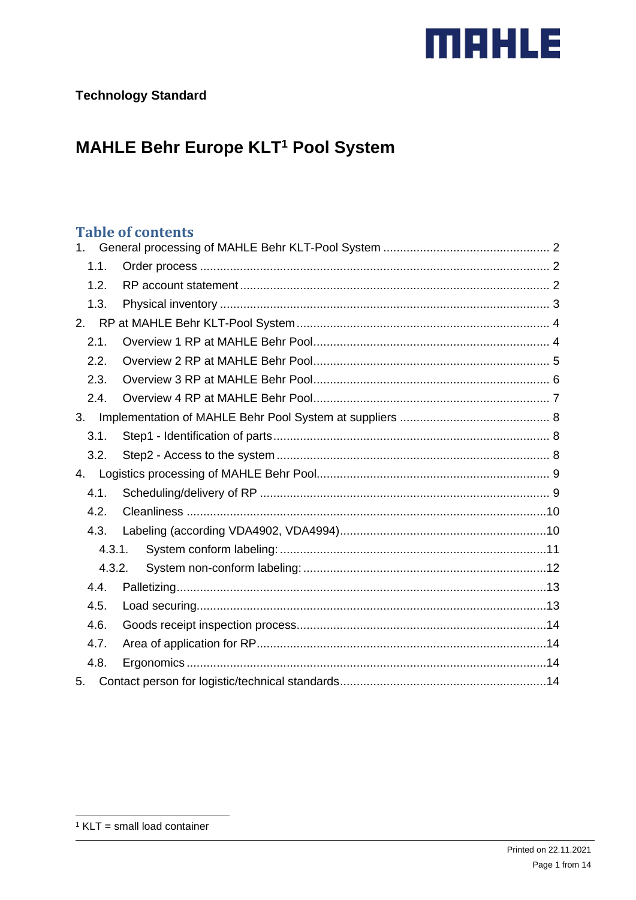**Technology Standard**

# MAHLE Behr Europe KLT[1] Pool System

## Table of contents

1. General processing of MAHLE Behr KLT-Pool System .......... 2
    - 1.1. Order process .......... 2
    - 1.2. RP account statement .......... 2
    - 1.3. Physical inventory .......... 3
2. RP at MAHLE Behr KLT-Pool System .......... 4
    - 2.1. Overview 1 RP at MAHLE Behr Pool .......... 4
    - 2.2. Overview 2 RP at MAHLE Behr Pool .......... 5
    - 2.3. Overview 3 RP at MAHLE Behr Pool .......... 6
    - 2.4. Overview 4 RP at MAHLE Behr Pool .......... 7
3. Implementation of MAHLE Behr Pool System at suppliers .......... 8
    - 3.1. Step1 - Identification of parts .......... 8
    - 3.2. Step2 - Access to the system .......... 8
4. Logistics processing of MAHLE Behr Pool .......... 9
    - 4.1. Scheduling/delivery of RP .......... 9
    - 4.2. Cleanliness .......... 10
    - 4.3. Labeling (according VDA4902, VDA4994) .......... 10
        - 4.3.1. System conform labeling: .......... 11
        - 4.3.2. System non-conform labeling: .......... 12
    - 4.4. Palletizing .......... 13
    - 4.5. Load securing .......... 13
    - 4.6. Goods receipt inspection process .......... 14
    - 4.7. Area of application for RP .......... 14
    - 4.8. Ergonomics .......... 14
5. Contact person for logistic/technical standards .......... 14

[1] KLT = small load container

Printed on 22.11.2021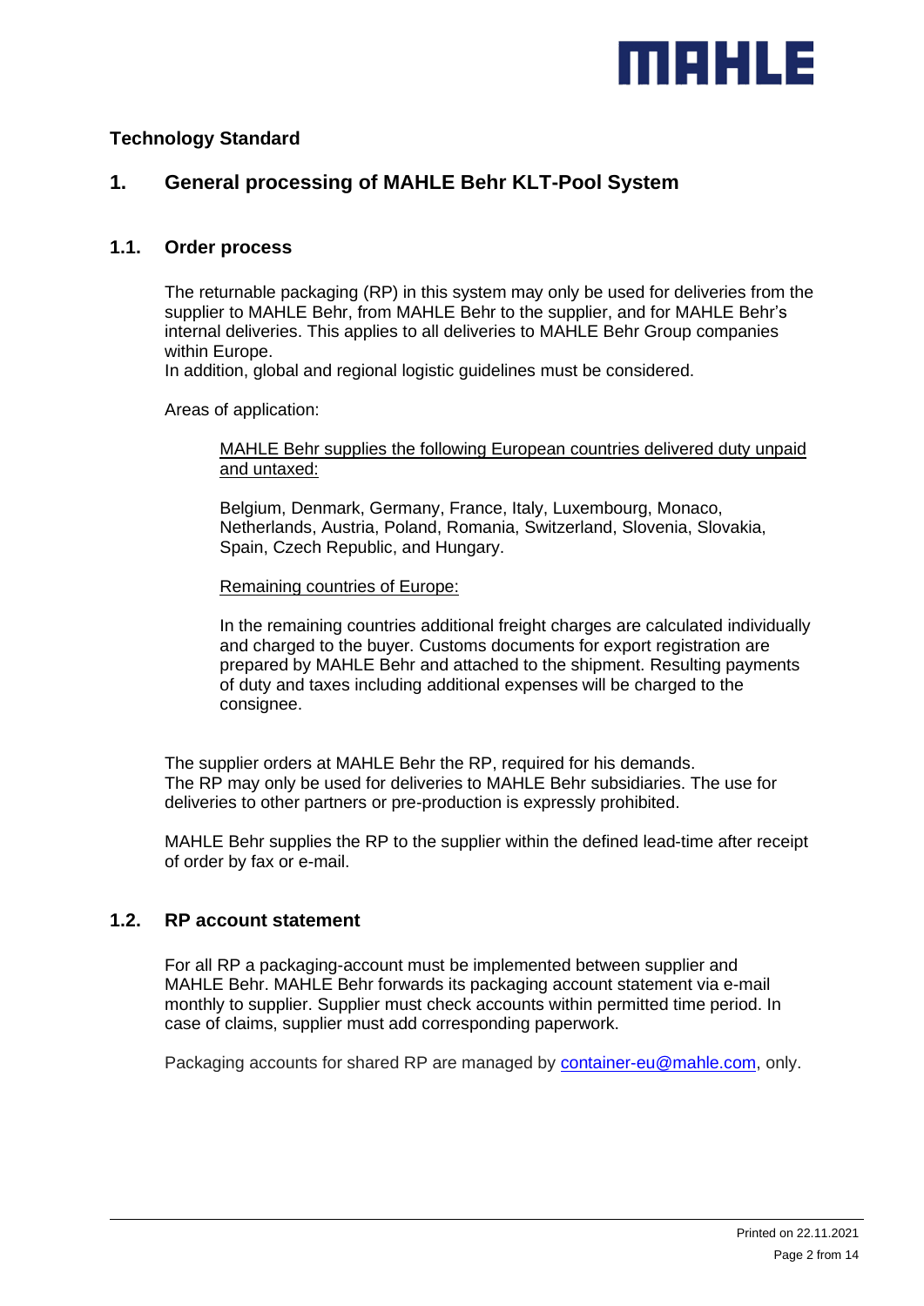**Technology Standard**

# 1. General processing of MAHLE Behr KLT-Pool System

## 1.1. Order process

The returnable packaging (RP) in this system may only be used for deliveries from the supplier to MAHLE Behr, from MAHLE Behr to the supplier, and for MAHLE Behr's internal deliveries. This applies to all deliveries to MAHLE Behr Group companies within Europe.
In addition, global and regional logistic guidelines must be considered.

Areas of application:

MAHLE Behr supplies the following European countries delivered duty unpaid and untaxed:

Belgium, Denmark, Germany, France, Italy, Luxembourg, Monaco, Netherlands, Austria, Poland, Romania, Switzerland, Slovenia, Slovakia, Spain, Czech Republic, and Hungary.

Remaining countries of Europe:

In the remaining countries additional freight charges are calculated individually and charged to the buyer. Customs documents for export registration are prepared by MAHLE Behr and attached to the shipment. Resulting payments of duty and taxes including additional expenses will be charged to the consignee.

The supplier orders at MAHLE Behr the RP, required for his demands.
The RP may only be used for deliveries to MAHLE Behr subsidiaries. The use for deliveries to other partners or pre-production is expressly prohibited.

MAHLE Behr supplies the RP to the supplier within the defined lead-time after receipt of order by fax or e-mail.

## 1.2. RP account statement

For all RP a packaging-account must be implemented between supplier and MAHLE Behr. MAHLE Behr forwards its packaging account statement via e-mail monthly to supplier. Supplier must check accounts within permitted time period. In case of claims, supplier must add corresponding paperwork.

Packaging accounts for shared RP are managed by container-eu@mahle.com, only.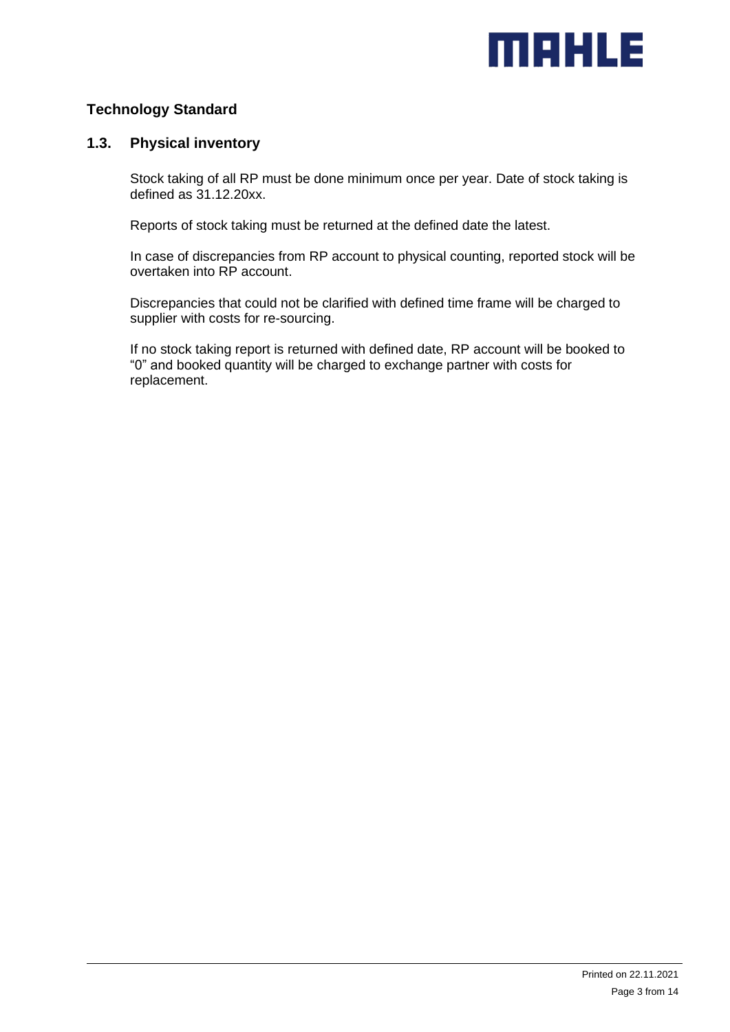## Technology Standard

### 1.3. Physical inventory

Stock taking of all RP must be done minimum once per year. Date of stock taking is defined as 31.12.20xx.

Reports of stock taking must be returned at the defined date the latest.

In case of discrepancies from RP account to physical counting, reported stock will be overtaken into RP account.

Discrepancies that could not be clarified with defined time frame will be charged to supplier with costs for re-sourcing.

If no stock taking report is returned with defined date, RP account will be booked to "0" and booked quantity will be charged to exchange partner with costs for replacement.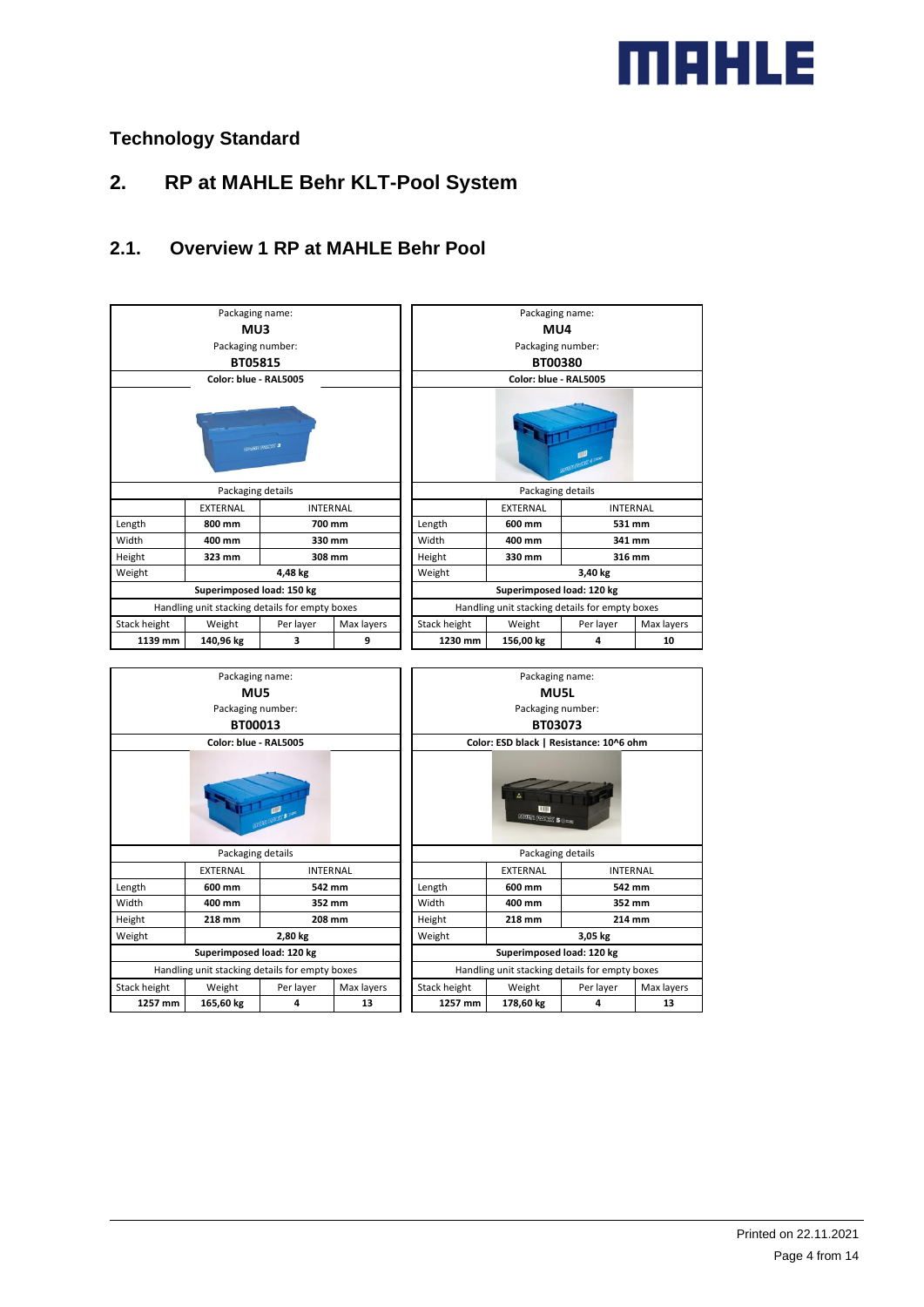## Technology Standard

## 2. RP at MAHLE Behr KLT-Pool System

### 2.1. Overview 1 RP at MAHLE Behr Pool

| Packaging name: **MU3** Packaging number: **BT05815** | | | |
|---|---|---|---|
| **Color: blue - RAL5005** | | | |
| Packaging details | | | |
| | EXTERNAL | INTERNAL | |
| Length | **800 mm** | **700 mm** | |
| Width | **400 mm** | **330 mm** | |
| Height | **323 mm** | **308 mm** | |
| Weight | **4,48 kg** | | |
| **Superimposed load: 150 kg** | | | |
| Handling unit stacking details for empty boxes | | | |
| Stack height | Weight | Per layer | Max layers |
| **1139 mm** | **140,96 kg** | **3** | **9** |

| Packaging name: **MU4** Packaging number: **BT00380** | | | |
|---|---|---|---|
| **Color: blue - RAL5005** | | | |
| Packaging details | | | |
| | EXTERNAL | INTERNAL | |
| Length | **600 mm** | **531 mm** | |
| Width | **400 mm** | **341 mm** | |
| Height | **330 mm** | **316 mm** | |
| Weight | **3,40 kg** | | |
| **Superimposed load: 120 kg** | | | |
| Handling unit stacking details for empty boxes | | | |
| Stack height | Weight | Per layer | Max layers |
| **1230 mm** | **156,00 kg** | **4** | **10** |

| Packaging name: **MU5** Packaging number: **BT00013** | | | |
|---|---|---|---|
| **Color: blue - RAL5005** | | | |
| Packaging details | | | |
| | EXTERNAL | INTERNAL | |
| Length | **600 mm** | **542 mm** | |
| Width | **400 mm** | **352 mm** | |
| Height | **218 mm** | **208 mm** | |
| Weight | **2,80 kg** | | |
| **Superimposed load: 120 kg** | | | |
| Handling unit stacking details for empty boxes | | | |
| Stack height | Weight | Per layer | Max layers |
| **1257 mm** | **165,60 kg** | **4** | **13** |

| Packaging name: **MU5L** Packaging number: **BT03073** | | | |
|---|---|---|---|
| **Color: ESD black \| Resistance: 10^6 ohm** | | | |
| Packaging details | | | |
| | EXTERNAL | INTERNAL | |
| Length | **600 mm** | **542 mm** | |
| Width | **400 mm** | **352 mm** | |
| Height | **218 mm** | **214 mm** | |
| Weight | **3,05 kg** | | |
| **Superimposed load: 120 kg** | | | |
| Handling unit stacking details for empty boxes | | | |
| Stack height | Weight | Per layer | Max layers |
| **1257 mm** | **178,60 kg** | **4** | **13** |

Printed on 22.11.2021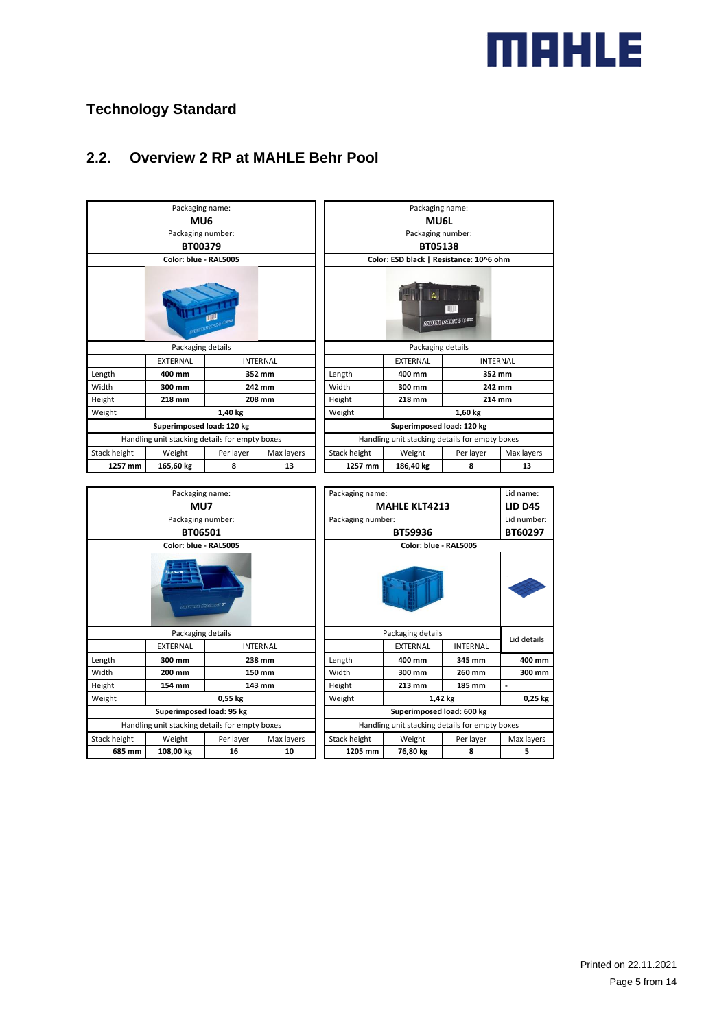# Technology Standard

## 2.2. Overview 2 RP at MAHLE Behr Pool

| Packaging name: **MU6** | | | |
|---|---|---|---|
| Packaging number: **BT00379** | | | |
| **Color: blue - RAL5005** | | | |
| Packaging details | | | |
| | EXTERNAL | INTERNAL | |
| Length | **400 mm** | **352 mm** | |
| Width | **300 mm** | **242 mm** | |
| Height | **218 mm** | **208 mm** | |
| Weight | **1,40 kg** | | |
| **Superimposed load: 120 kg** | | | |
| Handling unit stacking details for empty boxes | | | |
| Stack height | Weight | Per layer | Max layers |
| **1257 mm** | **165,60 kg** | **8** | **13** |

| Packaging name: **MU6L** | | | |
|---|---|---|---|
| Packaging number: **BT05138** | | | |
| **Color: ESD black \| Resistance: 10^6 ohm** | | | |
| Packaging details | | | |
| | EXTERNAL | INTERNAL | |
| Length | **400 mm** | **352 mm** | |
| Width | **300 mm** | **242 mm** | |
| Height | **218 mm** | **214 mm** | |
| Weight | **1,60 kg** | | |
| **Superimposed load: 120 kg** | | | |
| Handling unit stacking details for empty boxes | | | |
| Stack height | Weight | Per layer | Max layers |
| **1257 mm** | **186,40 kg** | **8** | **13** |

| Packaging name: **MU7** | | | |
|---|---|---|---|
| Packaging number: **BT06501** | | | |
| **Color: blue - RAL5005** | | | |
| Packaging details | | | |
| | EXTERNAL | INTERNAL | |
| Length | **300 mm** | **238 mm** | |
| Width | **200 mm** | **150 mm** | |
| Height | **154 mm** | **143 mm** | |
| Weight | **0,55 kg** | | |
| **Superimposed load: 95 kg** | | | |
| Handling unit stacking details for empty boxes | | | |
| Stack height | Weight | Per layer | Max layers |
| **685 mm** | **108,00 kg** | **16** | **10** |

| Packaging name: **MAHLE KLT4213** | | | Lid name: **LID D45** |
|---|---|---|---|
| Packaging number: **BT59936** | | | Lid number: **BT60297** |
| **Color: blue - RAL5005** | | | |
| Packaging details | | | Lid details |
| | EXTERNAL | INTERNAL | |
| Length | **400 mm** | **345 mm** | **400 mm** |
| Width | **300 mm** | **260 mm** | **300 mm** |
| Height | **213 mm** | **185 mm** | - |
| Weight | **1,42 kg** | | **0,25 kg** |
| **Superimposed load: 600 kg** | | | |
| Handling unit stacking details for empty boxes | | | |
| Stack height | Weight | Per layer | Max layers |
| **1205 mm** | **76,80 kg** | **8** | **5** |

Printed on 22.11.2021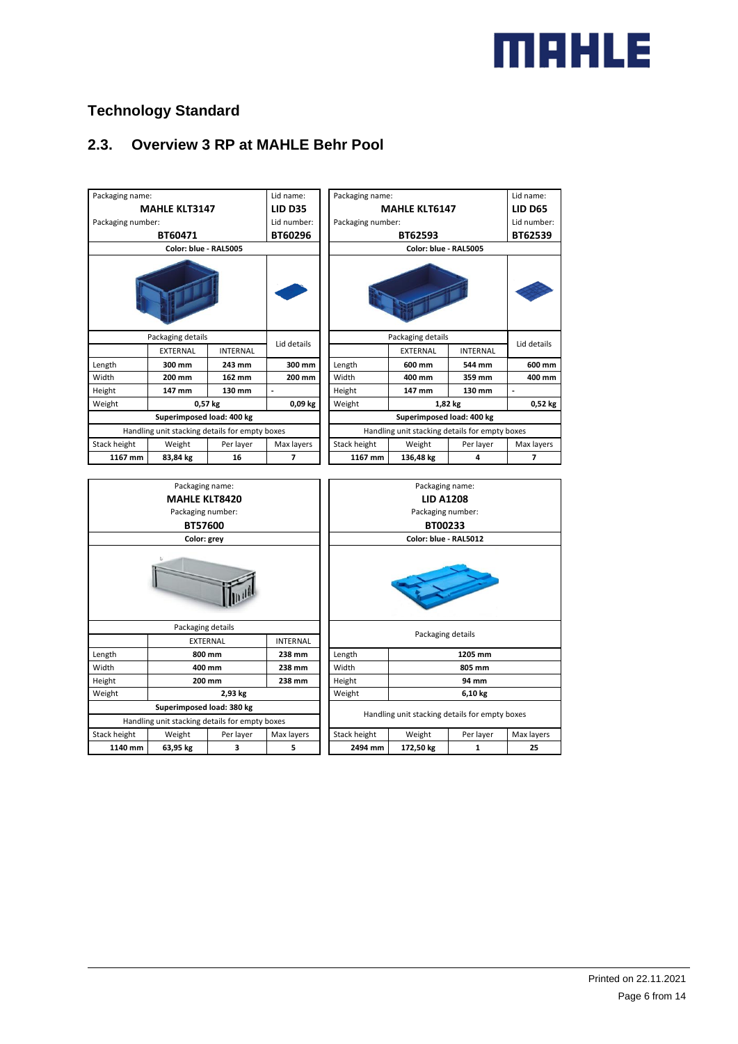## Technology Standard

### 2.3. Overview 3 RP at MAHLE Behr Pool

| Packaging name: MAHLE KLT3147 | | | Lid name: LID D35 |
|---|---|---|---|
| Packaging number: BT60471 | | | Lid number: BT60296 |
| Color: blue - RAL5005 | | | |
| Packaging details | | | Lid details |
| | EXTERNAL | INTERNAL | |
| Length | 300 mm | 243 mm | 300 mm |
| Width | 200 mm | 162 mm | 200 mm |
| Height | 147 mm | 130 mm | - |
| Weight | 0,57 kg | | 0,09 kg |
| Superimposed load: 400 kg | | | |
| Handling unit stacking details for empty boxes | | | |
| Stack height | Weight | Per layer | Max layers |
| 1167 mm | 83,84 kg | 16 | 7 |

| Packaging name: MAHLE KLT6147 | | | Lid name: LID D65 |
|---|---|---|---|
| Packaging number: BT62593 | | | Lid number: BT62539 |
| Color: blue - RAL5005 | | | |
| Packaging details | | | Lid details |
| | EXTERNAL | INTERNAL | |
| Length | 600 mm | 544 mm | 600 mm |
| Width | 400 mm | 359 mm | 400 mm |
| Height | 147 mm | 130 mm | - |
| Weight | 1,82 kg | | 0,52 kg |
| Superimposed load: 400 kg | | | |
| Handling unit stacking details for empty boxes | | | |
| Stack height | Weight | Per layer | Max layers |
| 1167 mm | 136,48 kg | 4 | 7 |

| Packaging name: MAHLE KLT8420 | | | |
|---|---|---|---|
| Packaging number: BT57600 | | | |
| Color: grey | | | |
| Packaging details | | | |
| | EXTERNAL | | INTERNAL |
| Length | 800 mm | | 238 mm |
| Width | 400 mm | | 238 mm |
| Height | 200 mm | | 238 mm |
| Weight | 2,93 kg | | |
| Superimposed load: 380 kg | | | |
| Handling unit stacking details for empty boxes | | | |
| Stack height | Weight | Per layer | Max layers |
| 1140 mm | 63,95 kg | 3 | 5 |

| Packaging name: LID A1208 | | | |
|---|---|---|---|
| Packaging number: BT00233 | | | |
| Color: blue - RAL5012 | | | |
| Packaging details | | | |
| Length | 1205 mm | | |
| Width | 805 mm | | |
| Height | 94 mm | | |
| Weight | 6,10 kg | | |
| Handling unit stacking details for empty boxes | | | |
| Stack height | Weight | Per layer | Max layers |
| 2494 mm | 172,50 kg | 1 | 25 |

Printed on 22.11.2021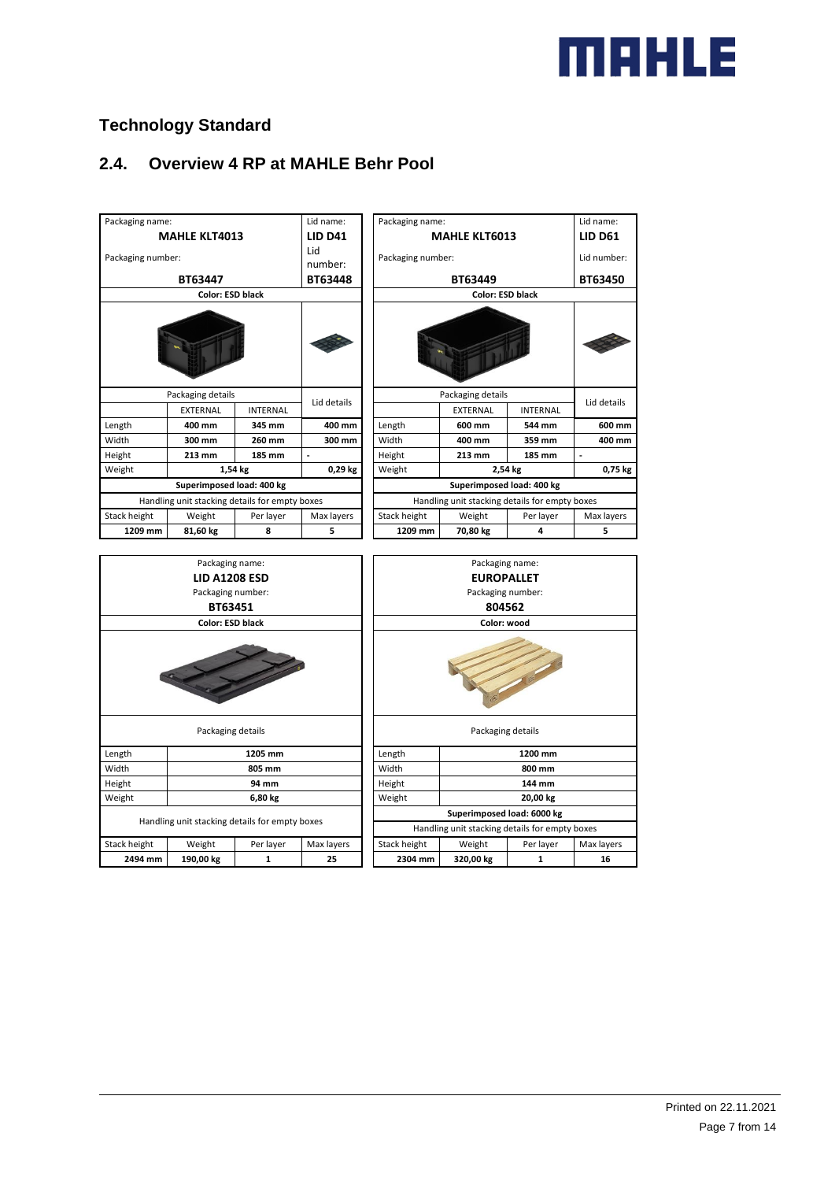## Technology Standard

## 2.4. Overview 4 RP at MAHLE Behr Pool

| Packaging name: **MAHLE KLT4013** | | | Lid name: **LID D41** |
|---|---|---|---|
| Packaging number: **BT63447** | | | Lid number: **BT63448** |
| **Color: ESD black** | | | |
| Packaging details | | | Lid details |
| | EXTERNAL | INTERNAL | |
| Length | **400 mm** | **345 mm** | **400 mm** |
| Width | **300 mm** | **260 mm** | **300 mm** |
| Height | **213 mm** | **185 mm** | - |
| Weight | **1,54 kg** | | **0,29 kg** |
| **Superimposed load: 400 kg** | | | |
| Handling unit stacking details for empty boxes | | | |
| Stack height | Weight | Per layer | Max layers |
| **1209 mm** | **81,60 kg** | **8** | **5** |

| Packaging name: **MAHLE KLT6013** | | | Lid name: **LID D61** |
|---|---|---|---|
| Packaging number: **BT63449** | | | Lid number: **BT63450** |
| **Color: ESD black** | | | |
| Packaging details | | | Lid details |
| | EXTERNAL | INTERNAL | |
| Length | **600 mm** | **544 mm** | **600 mm** |
| Width | **400 mm** | **359 mm** | **400 mm** |
| Height | **213 mm** | **185 mm** | - |
| Weight | **2,54 kg** | | **0,75 kg** |
| **Superimposed load: 400 kg** | | | |
| Handling unit stacking details for empty boxes | | | |
| Stack height | Weight | Per layer | Max layers |
| **1209 mm** | **70,80 kg** | **4** | **5** |

| Packaging name: **LID A1208 ESD** | | | |
|---|---|---|---|
| Packaging number: **BT63451** | | | |
| **Color: ESD black** | | | |
| Packaging details | | | |
| Length | **1205 mm** | | |
| Width | **805 mm** | | |
| Height | **94 mm** | | |
| Weight | **6,80 kg** | | |
| Handling unit stacking details for empty boxes | | | |
| Stack height | Weight | Per layer | Max layers |
| **2494 mm** | **190,00 kg** | **1** | **25** |

| Packaging name: **EUROPALLET** | | | |
|---|---|---|---|
| Packaging number: **804562** | | | |
| **Color: wood** | | | |
| Packaging details | | | |
| Length | **1200 mm** | | |
| Width | **800 mm** | | |
| Height | **144 mm** | | |
| Weight | **20,00 kg** | | |
| **Superimposed load: 6000 kg** | | | |
| Handling unit stacking details for empty boxes | | | |
| Stack height | Weight | Per layer | Max layers |
| **2304 mm** | **320,00 kg** | **1** | **16** |

Printed on 22.11.2021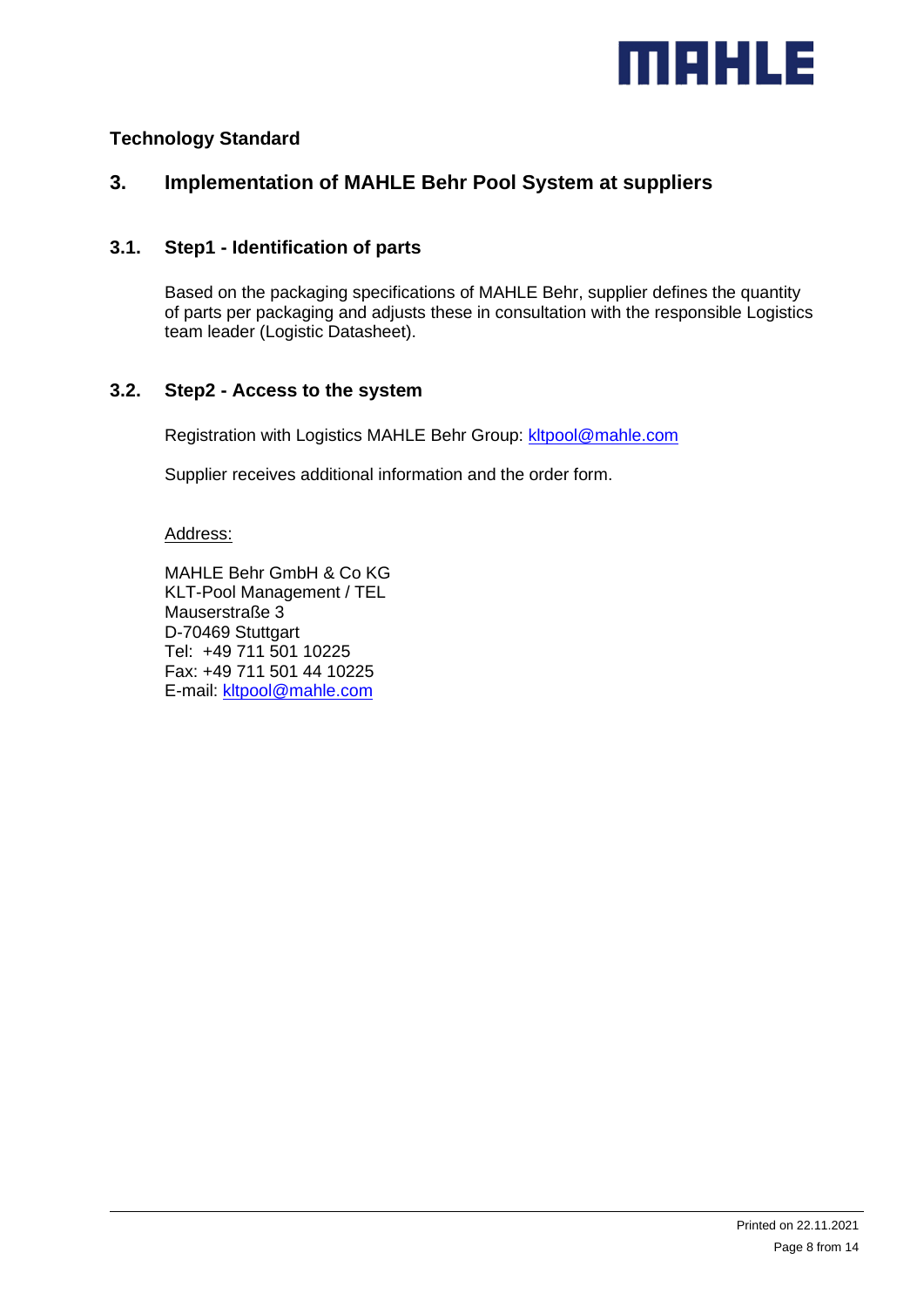**Technology Standard**

# 3. Implementation of MAHLE Behr Pool System at suppliers

## 3.1. Step1 - Identification of parts

Based on the packaging specifications of MAHLE Behr, supplier defines the quantity of parts per packaging and adjusts these in consultation with the responsible Logistics team leader (Logistic Datasheet).

## 3.2. Step2 - Access to the system

Registration with Logistics MAHLE Behr Group: kltpool@mahle.com

Supplier receives additional information and the order form.

Address:

MAHLE Behr GmbH & Co KG
KLT-Pool Management / TEL
Mauserstraße 3
D-70469 Stuttgart
Tel: +49 711 501 10225
Fax: +49 711 501 44 10225
E-mail: kltpool@mahle.com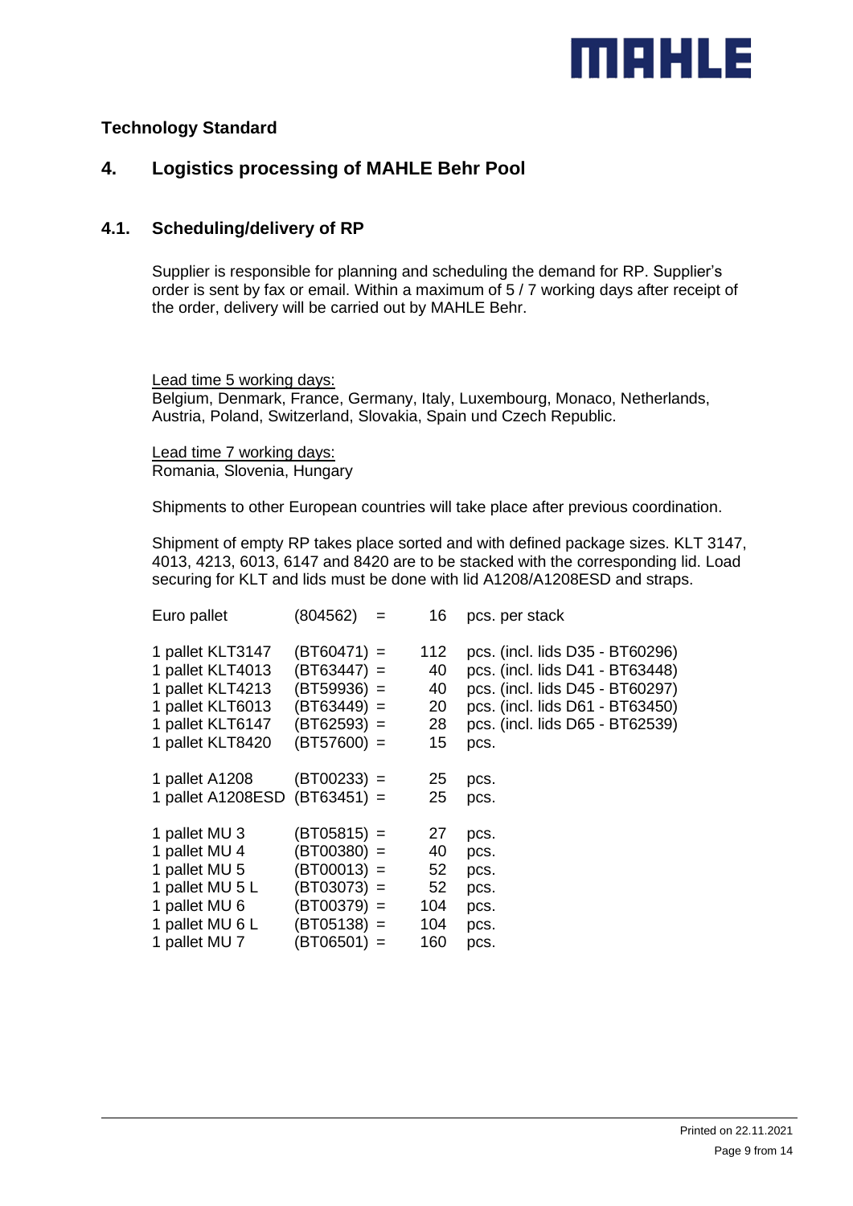**Technology Standard**

## 4. Logistics processing of MAHLE Behr Pool

### 4.1. Scheduling/delivery of RP

Supplier is responsible for planning and scheduling the demand for RP. Supplier's order is sent by fax or email. Within a maximum of 5 / 7 working days after receipt of the order, delivery will be carried out by MAHLE Behr.

Lead time 5 working days:
Belgium, Denmark, France, Germany, Italy, Luxembourg, Monaco, Netherlands, Austria, Poland, Switzerland, Slovakia, Spain und Czech Republic.

Lead time 7 working days:
Romania, Slovenia, Hungary

Shipments to other European countries will take place after previous coordination.

Shipment of empty RP takes place sorted and with defined package sizes. KLT 3147, 4013, 4213, 6013, 6147 and 8420 are to be stacked with the corresponding lid. Load securing for KLT and lids must be done with lid A1208/A1208ESD and straps.

| | | | | |
|---|---|---|---|---|
| Euro pallet | (804562) | = | 16 | pcs. per stack |
| 1 pallet KLT3147 | (BT60471) | = | 112 | pcs. (incl. lids D35 - BT60296) |
| 1 pallet KLT4013 | (BT63447) | = | 40 | pcs. (incl. lids D41 - BT63448) |
| 1 pallet KLT4213 | (BT59936) | = | 40 | pcs. (incl. lids D45 - BT60297) |
| 1 pallet KLT6013 | (BT63449) | = | 20 | pcs. (incl. lids D61 - BT63450) |
| 1 pallet KLT6147 | (BT62593) | = | 28 | pcs. (incl. lids D65 - BT62539) |
| 1 pallet KLT8420 | (BT57600) | = | 15 | pcs. |
| 1 pallet A1208 | (BT00233) | = | 25 | pcs. |
| 1 pallet A1208ESD | (BT63451) | = | 25 | pcs. |
| 1 pallet MU 3 | (BT05815) | = | 27 | pcs. |
| 1 pallet MU 4 | (BT00380) | = | 40 | pcs. |
| 1 pallet MU 5 | (BT00013) | = | 52 | pcs. |
| 1 pallet MU 5 L | (BT03073) | = | 52 | pcs. |
| 1 pallet MU 6 | (BT00379) | = | 104 | pcs. |
| 1 pallet MU 6 L | (BT05138) | = | 104 | pcs. |
| 1 pallet MU 7 | (BT06501) | = | 160 | pcs. |

Printed on 22.11.2021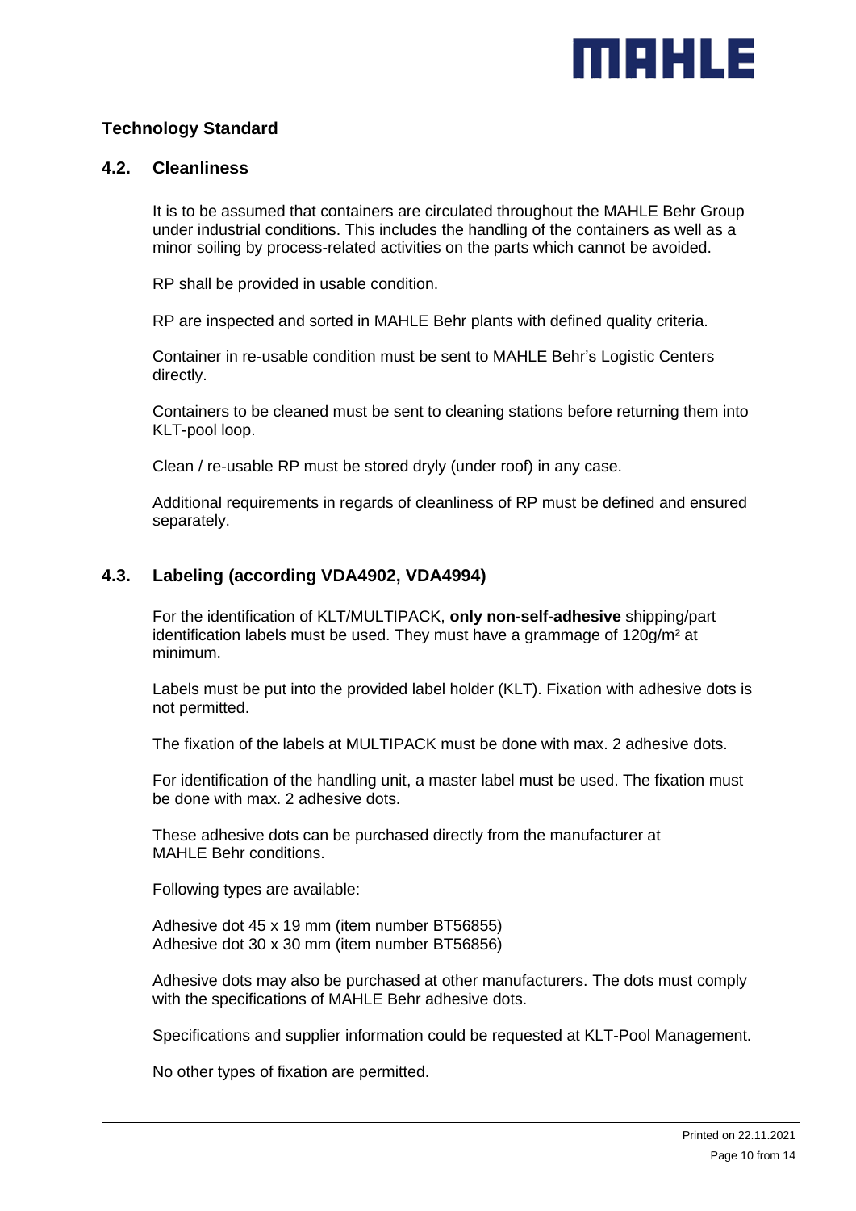## Technology Standard

### 4.2. Cleanliness

It is to be assumed that containers are circulated throughout the MAHLE Behr Group under industrial conditions. This includes the handling of the containers as well as a minor soiling by process-related activities on the parts which cannot be avoided.

RP shall be provided in usable condition.

RP are inspected and sorted in MAHLE Behr plants with defined quality criteria.

Container in re-usable condition must be sent to MAHLE Behr's Logistic Centers directly.

Containers to be cleaned must be sent to cleaning stations before returning them into KLT-pool loop.

Clean / re-usable RP must be stored dryly (under roof) in any case.

Additional requirements in regards of cleanliness of RP must be defined and ensured separately.

### 4.3. Labeling (according VDA4902, VDA4994)

For the identification of KLT/MULTIPACK, **only non-self-adhesive** shipping/part identification labels must be used. They must have a grammage of 120g/m² at minimum.

Labels must be put into the provided label holder (KLT). Fixation with adhesive dots is not permitted.

The fixation of the labels at MULTIPACK must be done with max. 2 adhesive dots.

For identification of the handling unit, a master label must be used. The fixation must be done with max. 2 adhesive dots.

These adhesive dots can be purchased directly from the manufacturer at MAHLE Behr conditions.

Following types are available:

Adhesive dot 45 x 19 mm (item number BT56855)
Adhesive dot 30 x 30 mm (item number BT56856)

Adhesive dots may also be purchased at other manufacturers. The dots must comply with the specifications of MAHLE Behr adhesive dots.

Specifications and supplier information could be requested at KLT-Pool Management.

No other types of fixation are permitted.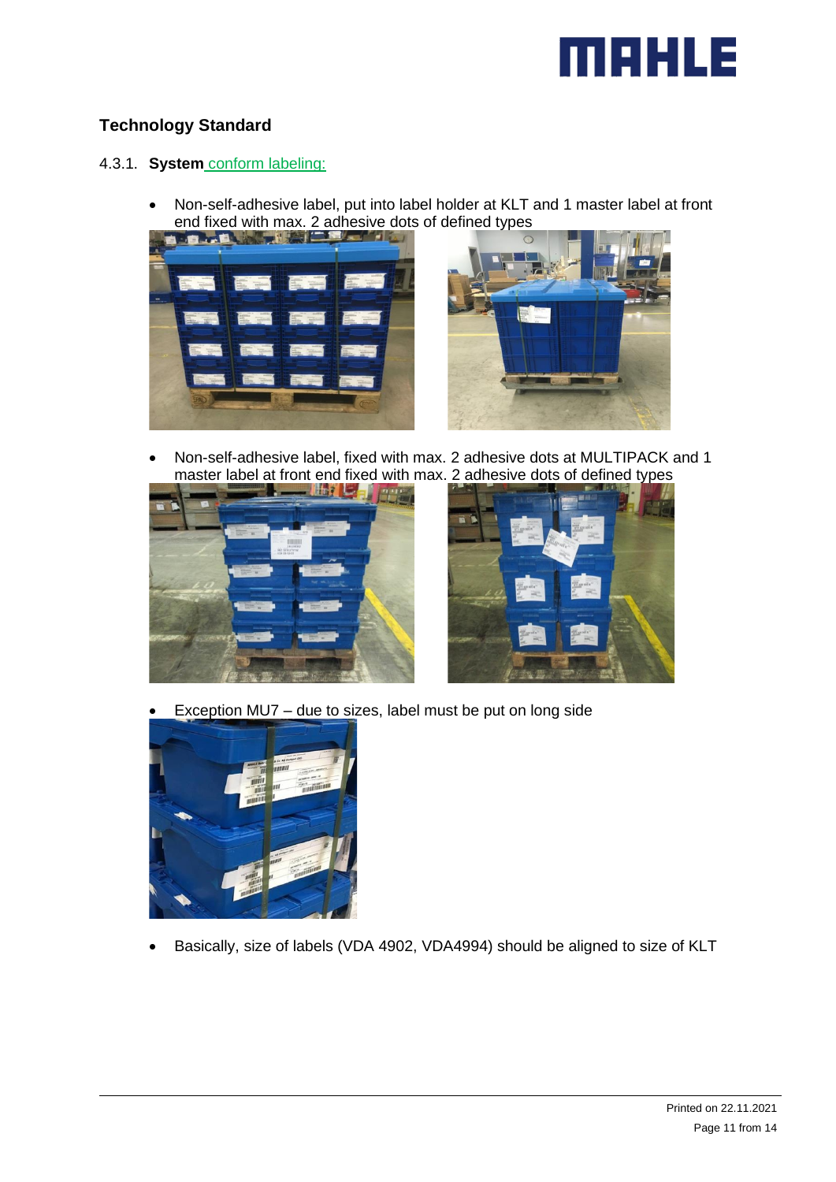## Technology Standard

### 4.3.1. **System** conform labeling:

- Non-self-adhesive label, put into label holder at KLT and 1 master label at front end fixed with max. 2 adhesive dots of defined types

- Non-self-adhesive label, fixed with max. 2 adhesive dots at MULTIPACK and 1 master label at front end fixed with max. 2 adhesive dots of defined types

- Exception MU7 – due to sizes, label must be put on long side

- Basically, size of labels (VDA 4902, VDA4994) should be aligned to size of KLT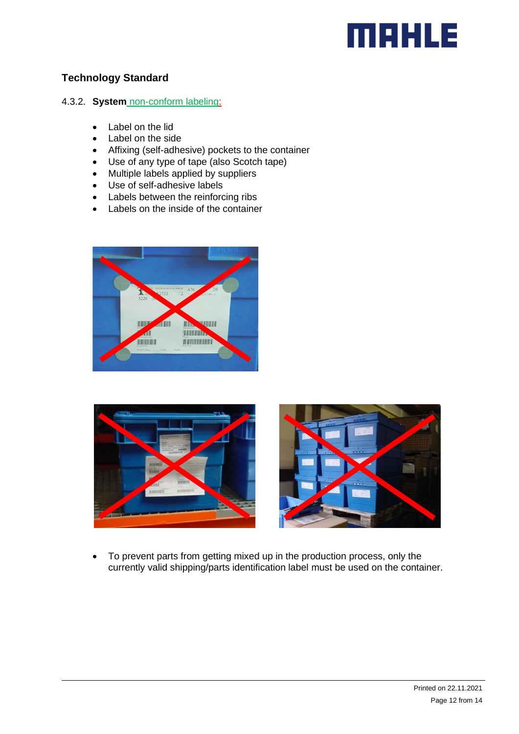## Technology Standard

### 4.3.2. **System** non-conform labeling:

- Label on the lid
- Label on the side
- Affixing (self-adhesive) pockets to the container
- Use of any type of tape (also Scotch tape)
- Multiple labels applied by suppliers
- Use of self-adhesive labels
- Labels between the reinforcing ribs
- Labels on the inside of the container

- To prevent parts from getting mixed up in the production process, only the currently valid shipping/parts identification label must be used on the container.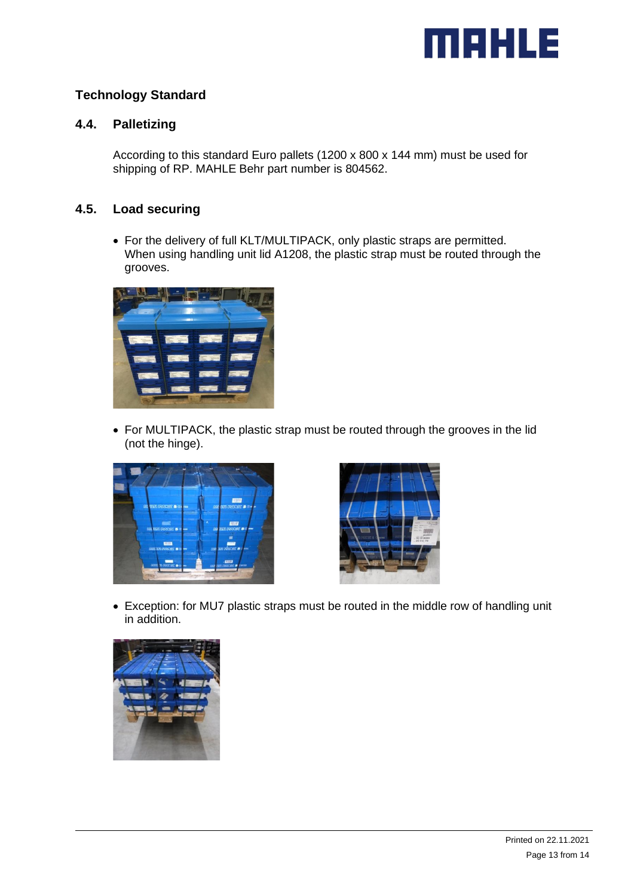## Technology Standard

### 4.4. Palletizing

According to this standard Euro pallets (1200 x 800 x 144 mm) must be used for shipping of RP. MAHLE Behr part number is 804562.

### 4.5. Load securing

- For the delivery of full KLT/MULTIPACK, only plastic straps are permitted. When using handling unit lid A1208, the plastic strap must be routed through the grooves.

- For MULTIPACK, the plastic strap must be routed through the grooves in the lid (not the hinge).

- Exception: for MU7 plastic straps must be routed in the middle row of handling unit in addition.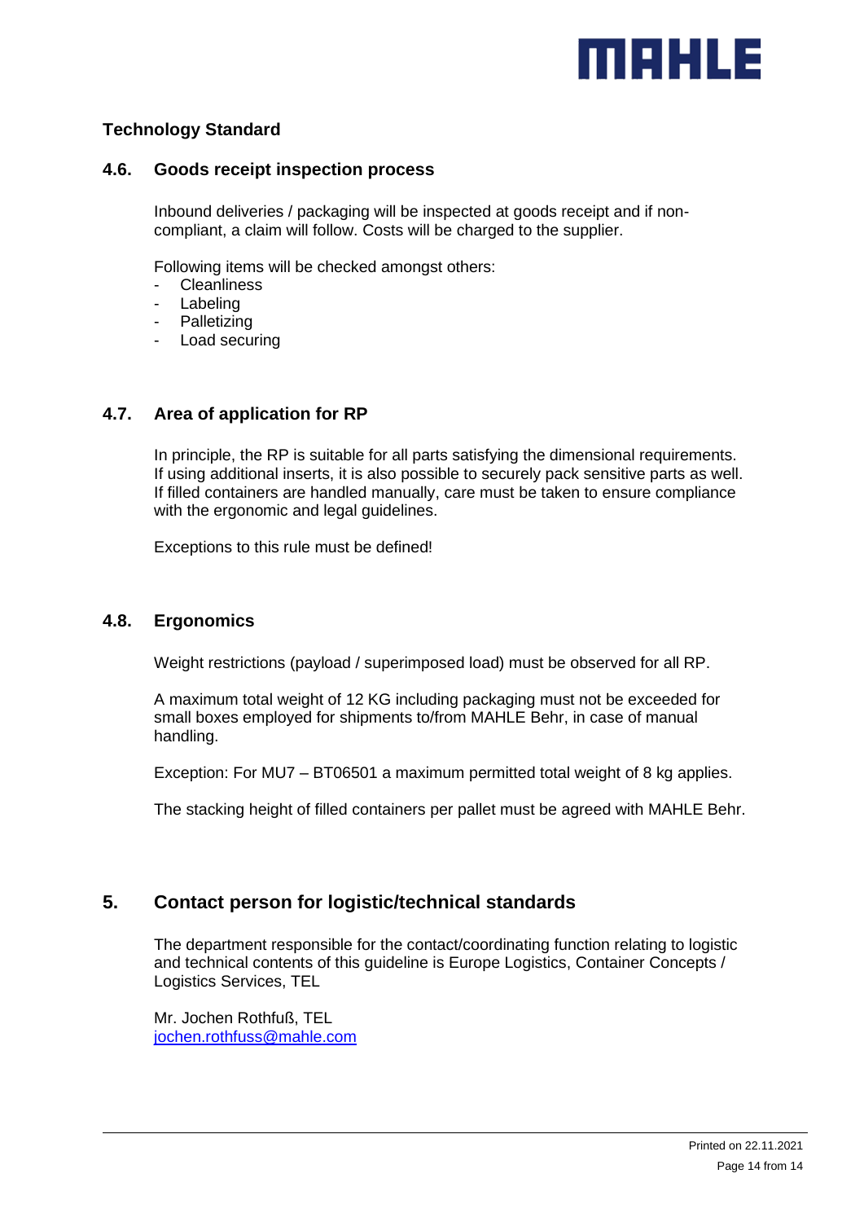### 4.6. Goods receipt inspection process

Inbound deliveries / packaging will be inspected at goods receipt and if non-compliant, a claim will follow. Costs will be charged to the supplier.

Following items will be checked amongst others:

- Cleanliness
- Labeling
- Palletizing
- Load securing

### 4.7. Area of application for RP

In principle, the RP is suitable for all parts satisfying the dimensional requirements. If using additional inserts, it is also possible to securely pack sensitive parts as well. If filled containers are handled manually, care must be taken to ensure compliance with the ergonomic and legal guidelines.

Exceptions to this rule must be defined!

### 4.8. Ergonomics

Weight restrictions (payload / superimposed load) must be observed for all RP.

A maximum total weight of 12 KG including packaging must not be exceeded for small boxes employed for shipments to/from MAHLE Behr, in case of manual handling.

Exception: For MU7 – BT06501 a maximum permitted total weight of 8 kg applies.

The stacking height of filled containers per pallet must be agreed with MAHLE Behr.

## 5. Contact person for logistic/technical standards

The department responsible for the contact/coordinating function relating to logistic and technical contents of this guideline is Europe Logistics, Container Concepts / Logistics Services, TEL

Mr. Jochen Rothfuß, TEL
jochen.rothfuss@mahle.com